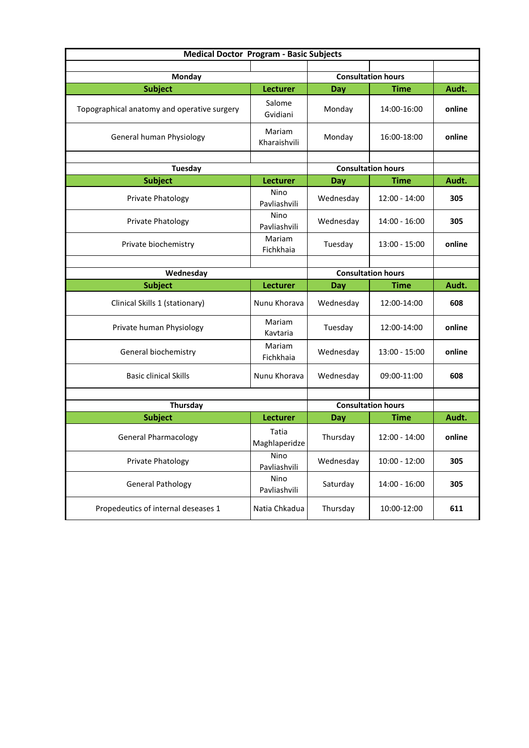| Medical Doctor Program - Basic Subjects | | | | |
|---|---|---|---|---|
| **Monday** | | **Consultation hours** | | |
| **Subject** | **Lecturer** | **Day** | **Time** | **Audt.** |
| Topographical anatomy and operative surgery | Salome Gvidiani | Monday | 14:00-16:00 | **online** |
| General human Physiology | Mariam Kharaishvili | Monday | 16:00-18:00 | **online** |
| | | | | |
| **Tuesday** | | **Consultation hours** | | |
| **Subject** | **Lecturer** | **Day** | **Time** | **Audt.** |
| Private Phatology | Nino Pavliashvili | Wednesday | 12:00 - 14:00 | **305** |
| Private Phatology | Nino Pavliashvili | Wednesday | 14:00 - 16:00 | **305** |
| Private biochemistry | Mariam Fichkhaia | Tuesday | 13:00 - 15:00 | **online** |
| | | | | |
| **Wednesday** | | **Consultation hours** | | |
| **Subject** | **Lecturer** | **Day** | **Time** | **Audt.** |
| Clinical Skills 1 (stationary) | Nunu Khorava | Wednesday | 12:00-14:00 | **608** |
| Private human Physiology | Mariam Kavtaria | Tuesday | 12:00-14:00 | **online** |
| General biochemistry | Mariam Fichkhaia | Wednesday | 13:00 - 15:00 | **online** |
| Basic clinical Skills | Nunu Khorava | Wednesday | 09:00-11:00 | **608** |
| | | | | |
| **Thursday** | | **Consultation hours** | | |
| **Subject** | **Lecturer** | **Day** | **Time** | **Audt.** |
| General Pharmacology | Tatia Maghlaperidze | Thursday | 12:00 - 14:00 | **online** |
| Private Phatology | Nino Pavliashvili | Wednesday | 10:00 - 12:00 | **305** |
| General Pathology | Nino Pavliashvili | Saturday | 14:00 - 16:00 | **305** |
| Propedeutics of internal deseases 1 | Natia Chkadua | Thursday | 10:00-12:00 | **611** |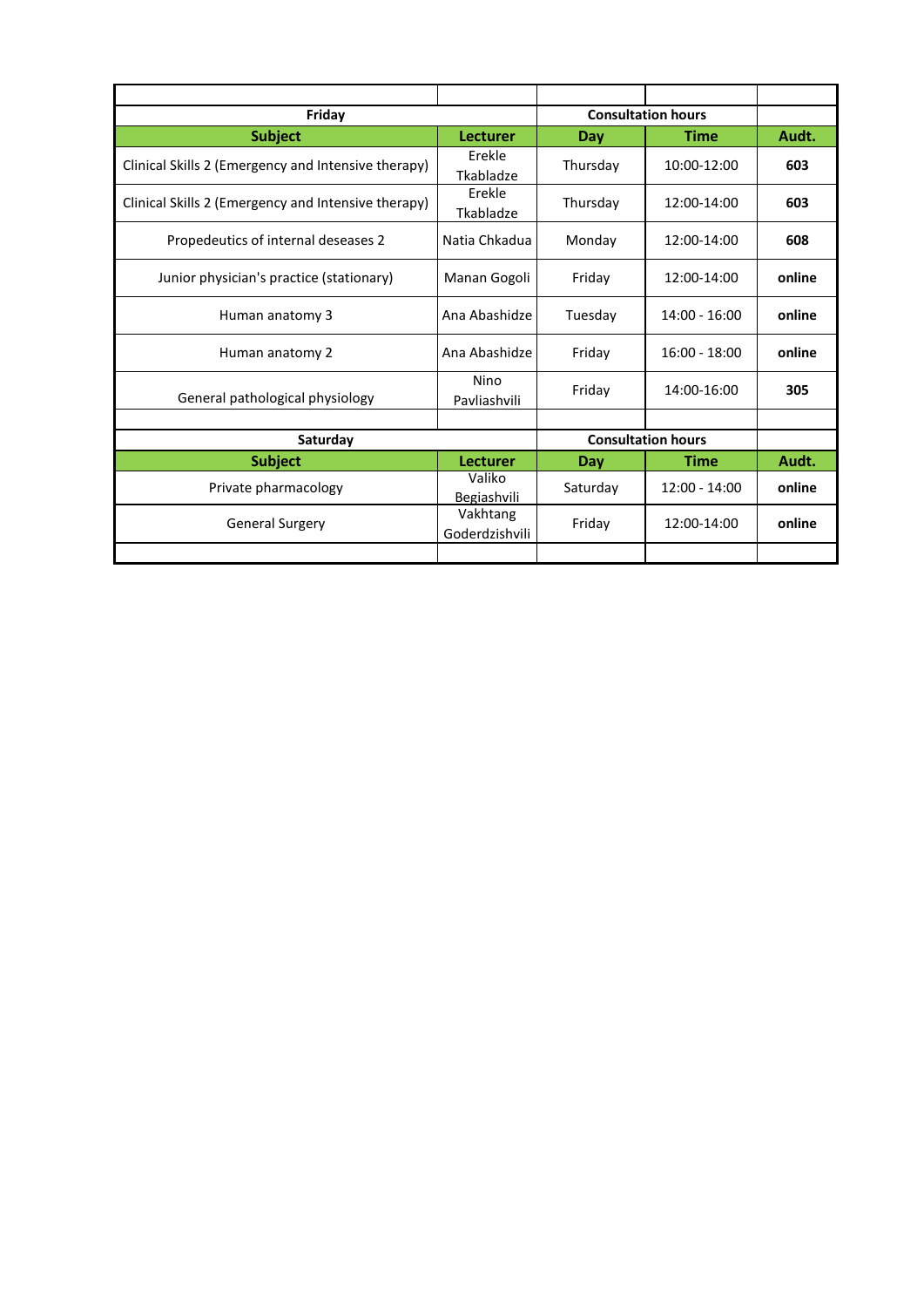| | | | | |
|---|---|---|---|---|
| Friday | | Consultation hours | | |
| **Subject** | **Lecturer** | **Day** | **Time** | **Audt.** |
| Clinical Skills 2 (Emergency and Intensive therapy) | Erekle Tkabladze | Thursday | 10:00-12:00 | **603** |
| Clinical Skills 2 (Emergency and Intensive therapy) | Erekle Tkabladze | Thursday | 12:00-14:00 | **603** |
| Propedeutics of internal deseases 2 | Natia Chkadua | Monday | 12:00-14:00 | **608** |
| Junior physician's practice (stationary) | Manan Gogoli | Friday | 12:00-14:00 | **online** |
| Human anatomy 3 | Ana Abashidze | Tuesday | 14:00 - 16:00 | **online** |
| Human anatomy 2 | Ana Abashidze | Friday | 16:00 - 18:00 | **online** |
| General pathological physiology | Nino Pavliashvili | Friday | 14:00-16:00 | **305** |
| | | | | |
| Saturday | | Consultation hours | | |
| **Subject** | **Lecturer** | **Day** | **Time** | **Audt.** |
| Private pharmacology | Valiko Begiashvili | Saturday | 12:00 - 14:00 | **online** |
| General Surgery | Vakhtang Goderdzishvili | Friday | 12:00-14:00 | **online** |